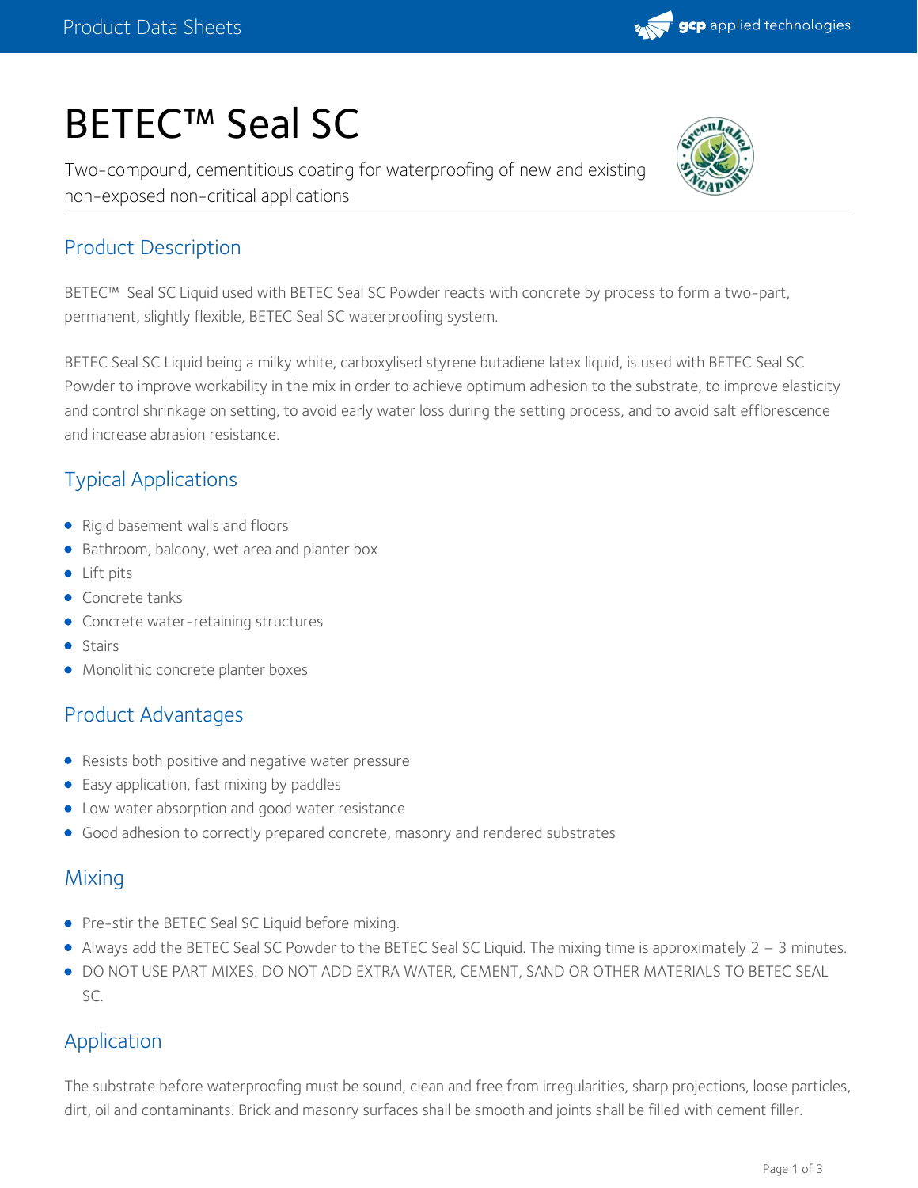# BETEC™ Seal SC

Two-compound, cementitious coating for waterproofing of new and existing non-exposed non-critical applications

## Product Description

BETEC™ Seal SC Liquid used with BETEC Seal SC Powder reacts with concrete by process to form a two-part, permanent, slightly flexible, BETEC Seal SC waterproofing system.

BETEC Seal SC Liquid being a milky white, carboxylised styrene butadiene latex liquid, is used with BETEC Seal SC Powder to improve workability in the mix in order to achieve optimum adhesion to the substrate, to improve elasticity and control shrinkage on setting, to avoid early water loss during the setting process, and to avoid salt efflorescence and increase abrasion resistance.

## Typical Applications

- Rigid basement walls and floors
- Bathroom, balcony, wet area and planter box
- Lift pits
- Concrete tanks
- Concrete water-retaining structures
- Stairs
- Monolithic concrete planter boxes

## Product Advantages

- Resists both positive and negative water pressure
- Easy application, fast mixing by paddles
- Low water absorption and good water resistance
- Good adhesion to correctly prepared concrete, masonry and rendered substrates

## Mixing

- Pre-stir the BETEC Seal SC Liquid before mixing.
- Always add the BETEC Seal SC Powder to the BETEC Seal SC Liquid. The mixing time is approximately 2 – 3 minutes.
- DO NOT USE PART MIXES. DO NOT ADD EXTRA WATER, CEMENT, SAND OR OTHER MATERIALS TO BETEC SEAL SC.

## Application

The substrate before waterproofing must be sound, clean and free from irregularities, sharp projections, loose particles, dirt, oil and contaminants. Brick and masonry surfaces shall be smooth and joints shall be filled with cement filler.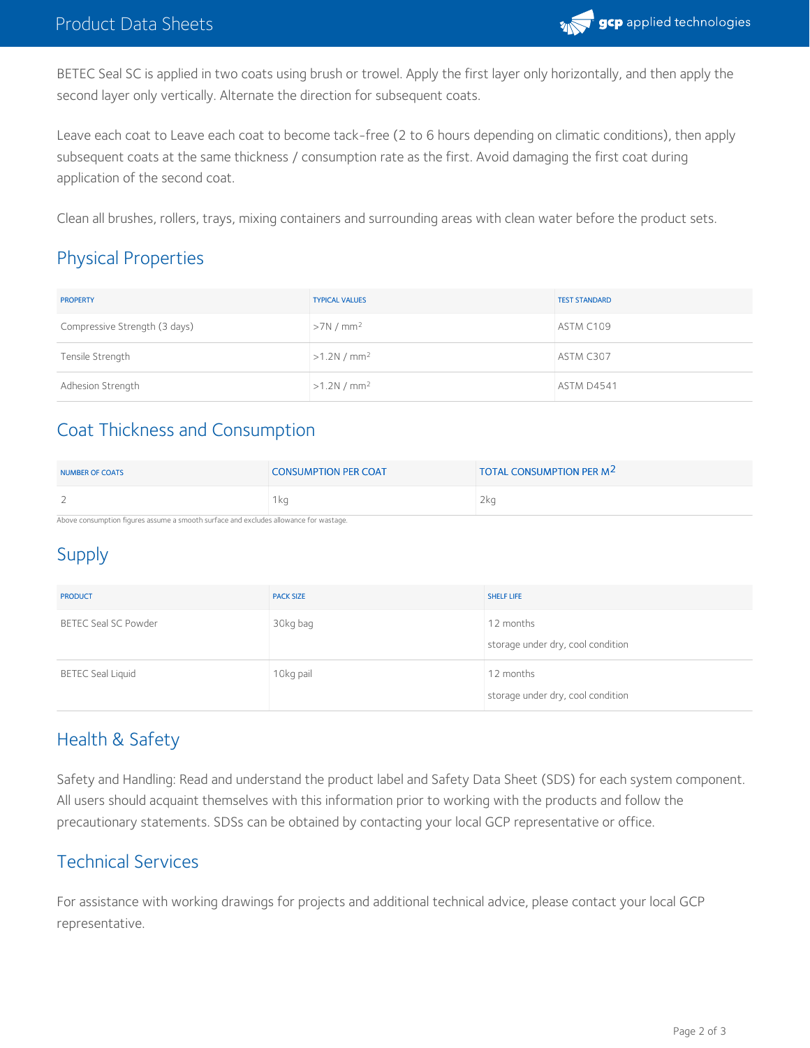BETEC Seal SC is applied in two coats using brush or trowel. Apply the first layer only horizontally, and then apply the second layer only vertically. Alternate the direction for subsequent coats.

Leave each coat to Leave each coat to become tack-free (2 to 6 hours depending on climatic conditions), then apply subsequent coats at the same thickness / consumption rate as the first. Avoid damaging the first coat during application of the second coat.

Clean all brushes, rollers, trays, mixing containers and surrounding areas with clean water before the product sets.

## Physical Properties

| PROPERTY | TYPICAL VALUES | TEST STANDARD |
| --- | --- | --- |
| Compressive Strength (3 days) | >7N / mm$^2$ | ASTM C109 |
| Tensile Strength | >1.2N / mm$^2$ | ASTM C307 |
| Adhesion Strength | >1.2N / mm$^2$ | ASTM D4541 |

## Coat Thickness and Consumption

| NUMBER OF COATS | CONSUMPTION PER COAT | TOTAL CONSUMPTION PER M$^2$ |
| --- | --- | --- |
| 2 | 1kg | 2kg |

Above consumption figures assume a smooth surface and excludes allowance for wastage.

## Supply

| PRODUCT | PACK SIZE | SHELF LIFE |
| --- | --- | --- |
| BETEC Seal SC Powder | 30kg bag | 12 months<br>storage under dry, cool condition |
| BETEC Seal Liquid | 10kg pail | 12 months<br>storage under dry, cool condition |

## Health & Safety

Safety and Handling: Read and understand the product label and Safety Data Sheet (SDS) for each system component. All users should acquaint themselves with this information prior to working with the products and follow the precautionary statements. SDSs can be obtained by contacting your local GCP representative or office.

## Technical Services

For assistance with working drawings for projects and additional technical advice, please contact your local GCP representative.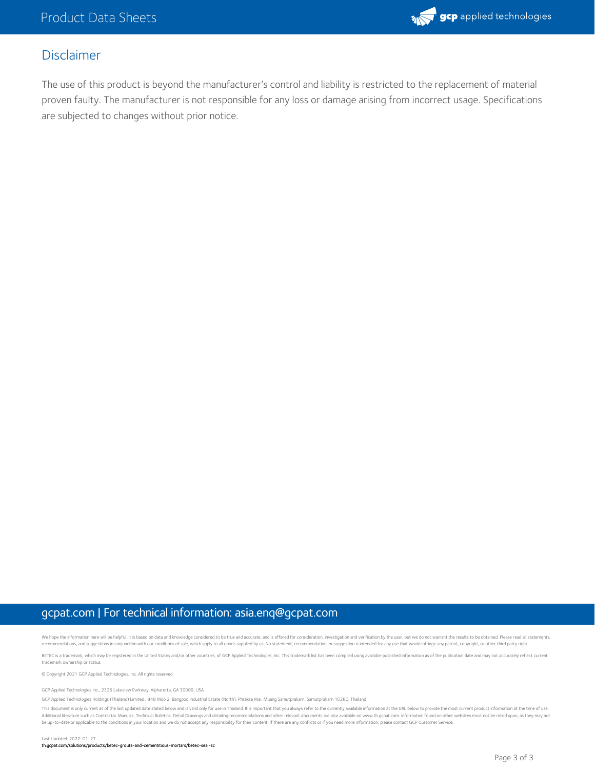## Disclaimer

The use of this product is beyond the manufacturer's control and liability is restricted to the replacement of material proven faulty. The manufacturer is not responsible for any loss or damage arising from incorrect usage. Specifications are subjected to changes without prior notice.

gcpat.com | For technical information: asia.enq@gcpat.com

We hope the information here will be helpful. It is based on data and knowledge considered to be true and accurate, and is offered for consideration, investigation and verification by the user, but we do not warrant the results to be obtained. Please read all statements, recommendations, and suggestions in conjunction with our conditions of sale, which apply to all goods supplied by us. No statement, recommendation, or suggestion is intended for any use that would infringe any patent, copyright, or other third party right.

BETEC is a trademark, which may be registered in the United States and/or other countries, of GCP Applied Technologies, Inc. This trademark list has been compiled using available published information as of the publication date and may not accurately reflect current trademark ownership or status.

© Copyright 2021 GCP Applied Technologies, Inc. All rights reserved.

GCP Applied Technologies Inc., 2325 Lakeview Parkway, Alpharetta, GA 30009, USA

GCP Applied Technologies Holdings (Thailand) Limited., 848 Moo 2, Bangpoo Industrial Estate (North), Phraksa Mai, Muang Samutprakarn, Samutprakarn 10280, Thailand

This document is only current as of the last updated date stated below and is valid only for use in Thailand. It is important that you always refer to the currently available information at the URL below to provide the most current product information at the time of use. Additional literature such as Contractor Manuals, Technical Bulletins, Detail Drawings and detailing recommendations and other relevant documents are also available on www.th.gcpat.com. Information found on other websites must not be relied upon, as they may not be up-to-date or applicable to the conditions in your location and we do not accept any responsibility for their content. If there are any conflicts or if you need more information, please contact GCP Customer Service.

Last Updated: 2022-01-27
th.gcpat.com/solutions/products/betec-grouts-and-cementitious-mortars/betec-seal-sc